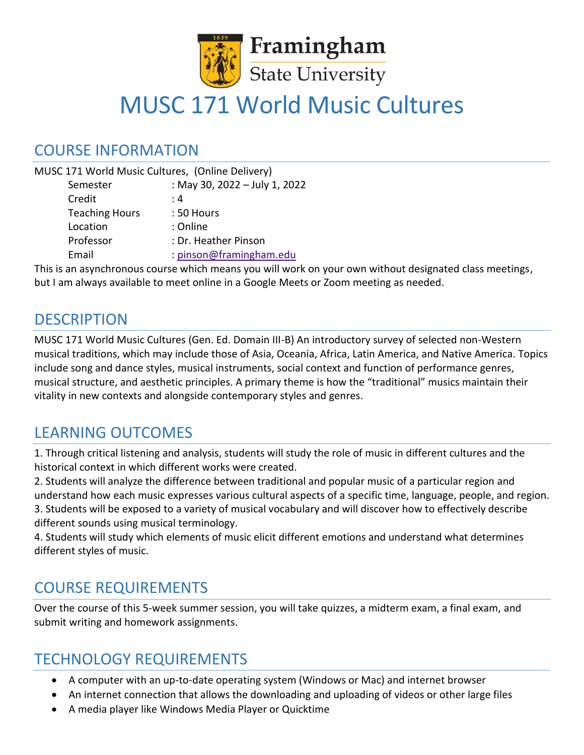Framingham State University

# MUSC 171 World Music Cultures

## COURSE INFORMATION

MUSC 171 World Music Cultures, (Online Delivery)

| | |
|---|---|
| Semester | : May 30, 2022 – July 1, 2022 |
| Credit | : 4 |
| Teaching Hours | : 50 Hours |
| Location | : Online |
| Professor | : Dr. Heather Pinson |
| Email | : pinson@framingham.edu |

This is an asynchronous course which means you will work on your own without designated class meetings, but I am always available to meet online in a Google Meets or Zoom meeting as needed.

## DESCRIPTION

MUSC 171 World Music Cultures (Gen. Ed. Domain III-B) An introductory survey of selected non-Western musical traditions, which may include those of Asia, Oceania, Africa, Latin America, and Native America. Topics include song and dance styles, musical instruments, social context and function of performance genres, musical structure, and aesthetic principles. A primary theme is how the "traditional" musics maintain their vitality in new contexts and alongside contemporary styles and genres.

## LEARNING OUTCOMES

1. Through critical listening and analysis, students will study the role of music in different cultures and the historical context in which different works were created.
2. Students will analyze the difference between traditional and popular music of a particular region and understand how each music expresses various cultural aspects of a specific time, language, people, and region.
3. Students will be exposed to a variety of musical vocabulary and will discover how to effectively describe different sounds using musical terminology.
4. Students will study which elements of music elicit different emotions and understand what determines different styles of music.

## COURSE REQUIREMENTS

Over the course of this 5-week summer session, you will take quizzes, a midterm exam, a final exam, and submit writing and homework assignments.

## TECHNOLOGY REQUIREMENTS

- A computer with an up-to-date operating system (Windows or Mac) and internet browser
- An internet connection that allows the downloading and uploading of videos or other large files
- A media player like Windows Media Player or Quicktime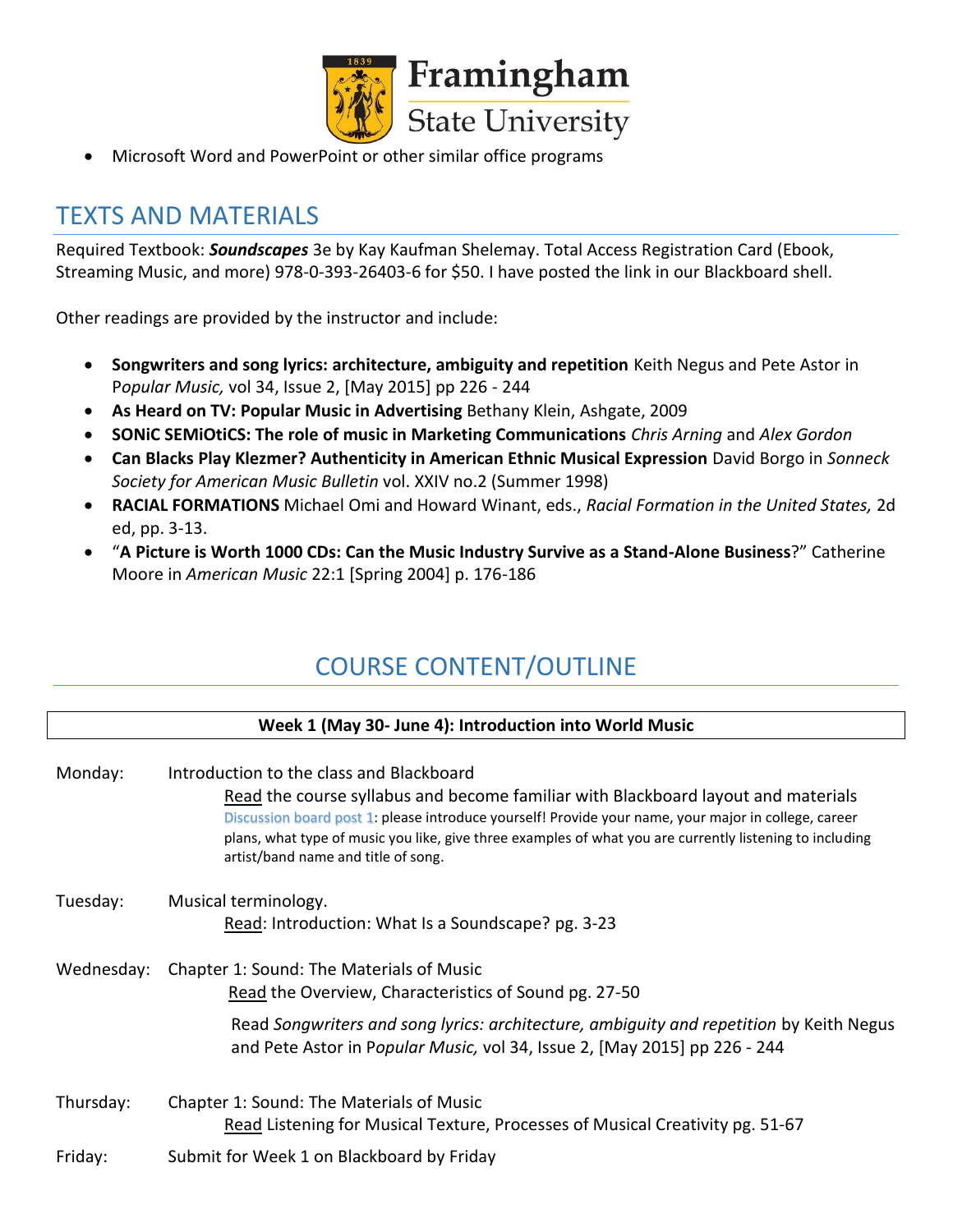- Microsoft Word and PowerPoint or other similar office programs

## TEXTS AND MATERIALS

Required Textbook: ***Soundscapes*** 3e by Kay Kaufman Shelemay. Total Access Registration Card (Ebook, Streaming Music, and more) 978-0-393-26403-6 for $50. I have posted the link in our Blackboard shell.

Other readings are provided by the instructor and include:

- **Songwriters and song lyrics: architecture, ambiguity and repetition** Keith Negus and Pete Astor in P*opular Music,* vol 34, Issue 2, [May 2015] pp 226 - 244
- **As Heard on TV: Popular Music in Advertising** Bethany Klein, Ashgate, 2009
- **SONiC SEMiOtiCS: The role of music in Marketing Communications** *Chris Arning* and *Alex Gordon*
- **Can Blacks Play Klezmer? Authenticity in American Ethnic Musical Expression** David Borgo in *Sonneck Society for American Music Bulletin* vol. XXIV no.2 (Summer 1998)
- **RACIAL FORMATIONS** Michael Omi and Howard Winant, eds., *Racial Formation in the United States,* 2d ed, pp. 3-13.
- "**A Picture is Worth 1000 CDs: Can the Music Industry Survive as a Stand-Alone Business**?" Catherine Moore in *American Music* 22:1 [Spring 2004] p. 176-186

## COURSE CONTENT/OUTLINE

**Week 1 (May 30- June 4): Introduction into World Music**

Monday: Introduction to the class and Blackboard

Read the course syllabus and become familiar with Blackboard layout and materials

Discussion board post 1: please introduce yourself! Provide your name, your major in college, career plans, what type of music you like, give three examples of what you are currently listening to including artist/band name and title of song.

Tuesday: Musical terminology.

Read: Introduction: What Is a Soundscape? pg. 3-23

Wednesday: Chapter 1: Sound: The Materials of Music

Read the Overview, Characteristics of Sound pg. 27-50

Read *Songwriters and song lyrics: architecture, ambiguity and repetition* by Keith Negus and Pete Astor in P*opular Music,* vol 34, Issue 2, [May 2015] pp 226 - 244

Thursday: Chapter 1: Sound: The Materials of Music

Read Listening for Musical Texture, Processes of Musical Creativity pg. 51-67

Friday: Submit for Week 1 on Blackboard by Friday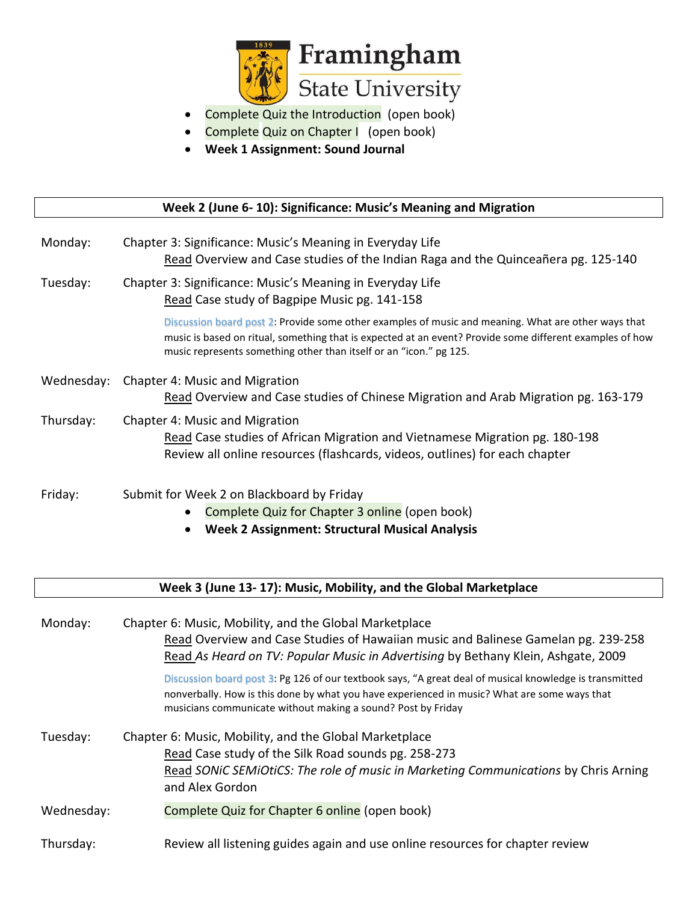- Complete Quiz the Introduction (open book)
- Complete Quiz on Chapter I (open book)
- **Week 1 Assignment: Sound Journal**

**Week 2 (June 6- 10): Significance: Music's Meaning and Migration**

Monday: Chapter 3: Significance: Music's Meaning in Everyday Life
Read Overview and Case studies of the Indian Raga and the Quinceañera pg. 125-140

Tuesday: Chapter 3: Significance: Music's Meaning in Everyday Life
Read Case study of Bagpipe Music pg. 141-158

Discussion board post 2: Provide some other examples of music and meaning. What are other ways that music is based on ritual, something that is expected at an event? Provide some different examples of how music represents something other than itself or an "icon." pg 125.

Wednesday: Chapter 4: Music and Migration
Read Overview and Case studies of Chinese Migration and Arab Migration pg. 163-179

Thursday: Chapter 4: Music and Migration
Read Case studies of African Migration and Vietnamese Migration pg. 180-198
Review all online resources (flashcards, videos, outlines) for each chapter

Friday: Submit for Week 2 on Blackboard by Friday

- Complete Quiz for Chapter 3 online (open book)
- **Week 2 Assignment: Structural Musical Analysis**

**Week 3 (June 13- 17): Music, Mobility, and the Global Marketplace**

Monday: Chapter 6: Music, Mobility, and the Global Marketplace
Read Overview and Case Studies of Hawaiian music and Balinese Gamelan pg. 239-258
Read *As Heard on TV: Popular Music in Advertising* by Bethany Klein, Ashgate, 2009

Discussion board post 3: Pg 126 of our textbook says, "A great deal of musical knowledge is transmitted nonverbally. How is this done by what you have experienced in music? What are some ways that musicians communicate without making a sound? Post by Friday

Tuesday: Chapter 6: Music, Mobility, and the Global Marketplace
Read Case study of the Silk Road sounds pg. 258-273
Read *SONiC SEMiOtiCS: The role of music in Marketing Communications* by Chris Arning and Alex Gordon

Wednesday: Complete Quiz for Chapter 6 online (open book)

Thursday: Review all listening guides again and use online resources for chapter review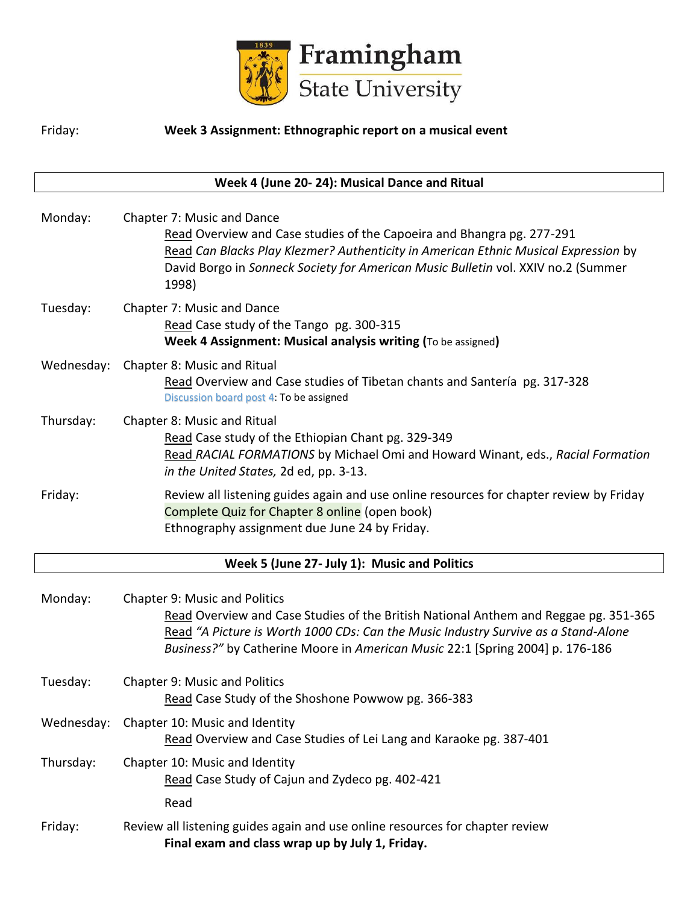Friday: **Week 3 Assignment: Ethnographic report on a musical event**

## Week 4 (June 20- 24): Musical Dance and Ritual

Monday: Chapter 7: Music and Dance

Read Overview and Case studies of the Capoeira and Bhangra pg. 277-291

Read *Can Blacks Play Klezmer? Authenticity in American Ethnic Musical Expression* by David Borgo in *Sonneck Society for American Music Bulletin* vol. XXIV no.2 (Summer 1998)

Tuesday: Chapter 7: Music and Dance

Read Case study of the Tango pg. 300-315

**Week 4 Assignment: Musical analysis writing (**To be assigned**)**

Wednesday: Chapter 8: Music and Ritual

Read Overview and Case studies of Tibetan chants and Santería pg. 317-328

Discussion board post 4: To be assigned

Thursday: Chapter 8: Music and Ritual

Read Case study of the Ethiopian Chant pg. 329-349

Read *RACIAL FORMATIONS* by Michael Omi and Howard Winant, eds., *Racial Formation in the United States,* 2d ed, pp. 3-13.

Friday: Review all listening guides again and use online resources for chapter review by Friday

Complete Quiz for Chapter 8 online (open book)

Ethnography assignment due June 24 by Friday.

## Week 5 (June 27- July 1): Music and Politics

Monday: Chapter 9: Music and Politics

Read Overview and Case Studies of the British National Anthem and Reggae pg. 351-365

Read *"A Picture is Worth 1000 CDs: Can the Music Industry Survive as a Stand-Alone Business?"* by Catherine Moore in *American Music* 22:1 [Spring 2004] p. 176-186

Tuesday: Chapter 9: Music and Politics

Read Case Study of the Shoshone Powwow pg. 366-383

Wednesday: Chapter 10: Music and Identity

Read Overview and Case Studies of Lei Lang and Karaoke pg. 387-401

Thursday: Chapter 10: Music and Identity

Read Case Study of Cajun and Zydeco pg. 402-421

Read

Friday: Review all listening guides again and use online resources for chapter review

**Final exam and class wrap up by July 1, Friday.**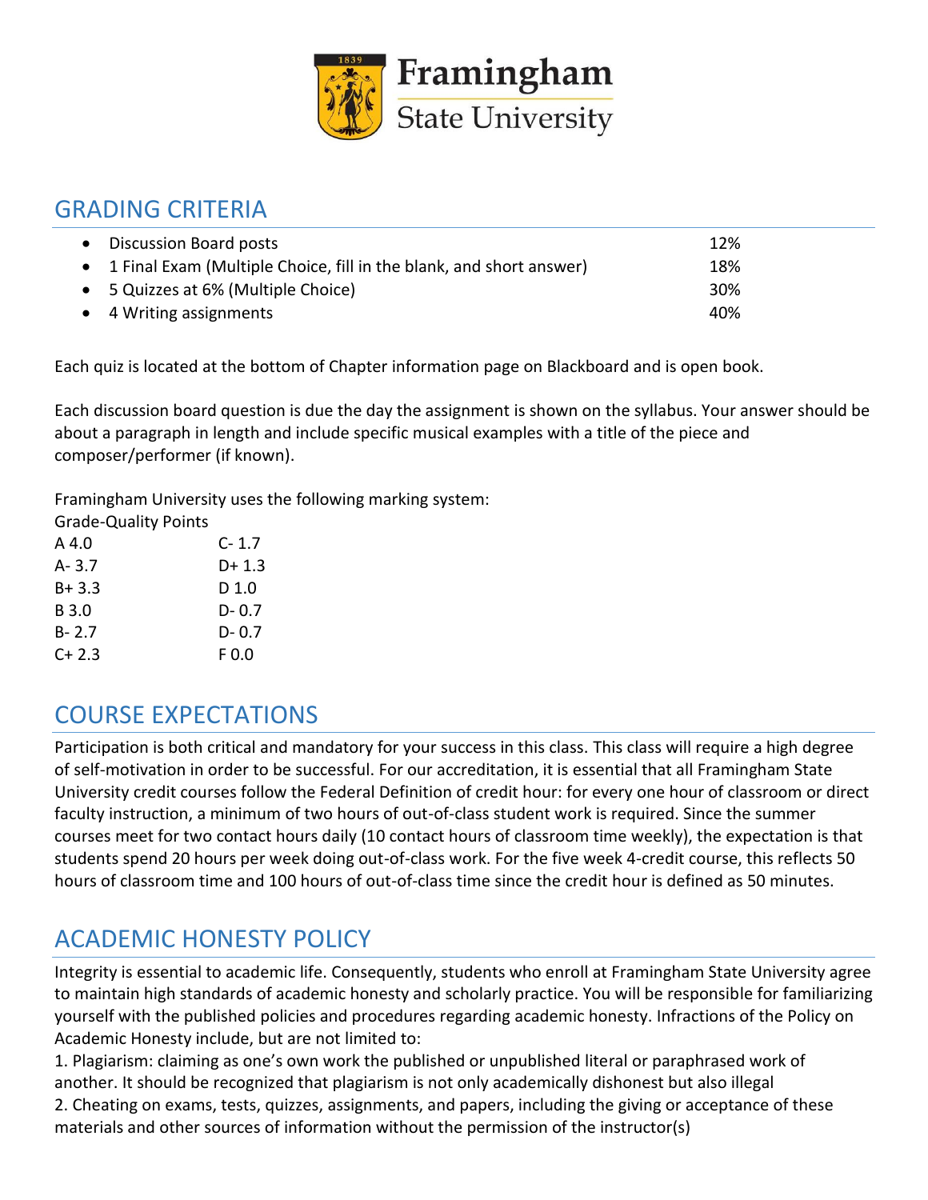## GRADING CRITERIA

| | |
|---|---|
| • Discussion Board posts | 12% |
| • 1 Final Exam (Multiple Choice, fill in the blank, and short answer) | 18% |
| • 5 Quizzes at 6% (Multiple Choice) | 30% |
| • 4 Writing assignments | 40% |

Each quiz is located at the bottom of Chapter information page on Blackboard and is open book.

Each discussion board question is due the day the assignment is shown on the syllabus. Your answer should be about a paragraph in length and include specific musical examples with a title of the piece and composer/performer (if known).

Framingham University uses the following marking system:
Grade-Quality Points

| | |
|---|---|
| A 4.0 | C- 1.7 |
| A- 3.7 | D+ 1.3 |
| B+ 3.3 | D 1.0 |
| B 3.0 | D- 0.7 |
| B- 2.7 | D- 0.7 |
| C+ 2.3 | F 0.0 |

## COURSE EXPECTATIONS

Participation is both critical and mandatory for your success in this class. This class will require a high degree of self-motivation in order to be successful. For our accreditation, it is essential that all Framingham State University credit courses follow the Federal Definition of credit hour: for every one hour of classroom or direct faculty instruction, a minimum of two hours of out-of-class student work is required. Since the summer courses meet for two contact hours daily (10 contact hours of classroom time weekly), the expectation is that students spend 20 hours per week doing out-of-class work. For the five week 4-credit course, this reflects 50 hours of classroom time and 100 hours of out-of-class time since the credit hour is defined as 50 minutes.

## ACADEMIC HONESTY POLICY

Integrity is essential to academic life. Consequently, students who enroll at Framingham State University agree to maintain high standards of academic honesty and scholarly practice. You will be responsible for familiarizing yourself with the published policies and procedures regarding academic honesty. Infractions of the Policy on Academic Honesty include, but are not limited to:

1. Plagiarism: claiming as one's own work the published or unpublished literal or paraphrased work of another. It should be recognized that plagiarism is not only academically dishonest but also illegal
2. Cheating on exams, tests, quizzes, assignments, and papers, including the giving or acceptance of these materials and other sources of information without the permission of the instructor(s)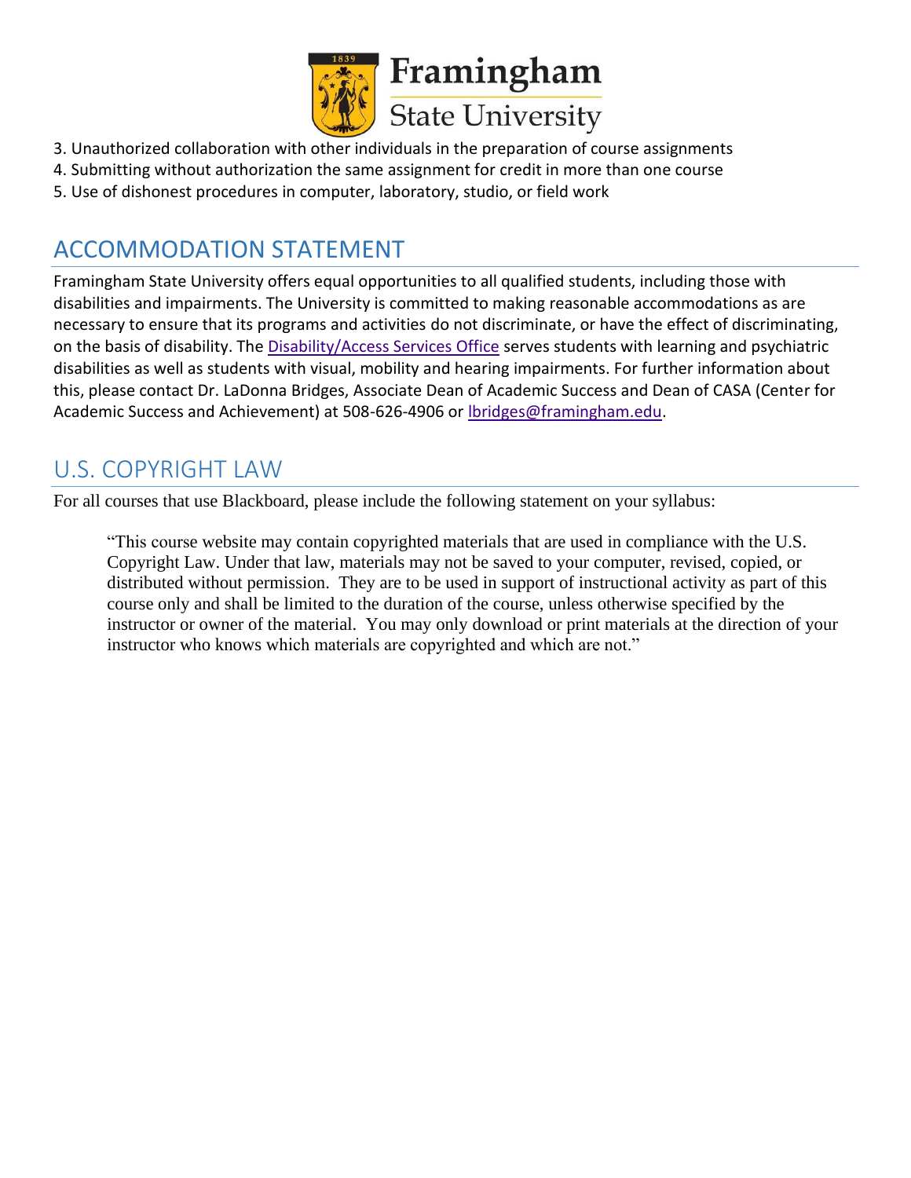3. Unauthorized collaboration with other individuals in the preparation of course assignments
4. Submitting without authorization the same assignment for credit in more than one course
5. Use of dishonest procedures in computer, laboratory, studio, or field work

## ACCOMMODATION STATEMENT

Framingham State University offers equal opportunities to all qualified students, including those with disabilities and impairments. The University is committed to making reasonable accommodations as are necessary to ensure that its programs and activities do not discriminate, or have the effect of discriminating, on the basis of disability. The Disability/Access Services Office serves students with learning and psychiatric disabilities as well as students with visual, mobility and hearing impairments. For further information about this, please contact Dr. LaDonna Bridges, Associate Dean of Academic Success and Dean of CASA (Center for Academic Success and Achievement) at 508-626-4906 or lbridges@framingham.edu.

## U.S. COPYRIGHT LAW

For all courses that use Blackboard, please include the following statement on your syllabus:

> "This course website may contain copyrighted materials that are used in compliance with the U.S. Copyright Law. Under that law, materials may not be saved to your computer, revised, copied, or distributed without permission. They are to be used in support of instructional activity as part of this course only and shall be limited to the duration of the course, unless otherwise specified by the instructor or owner of the material. You may only download or print materials at the direction of your instructor who knows which materials are copyrighted and which are not."